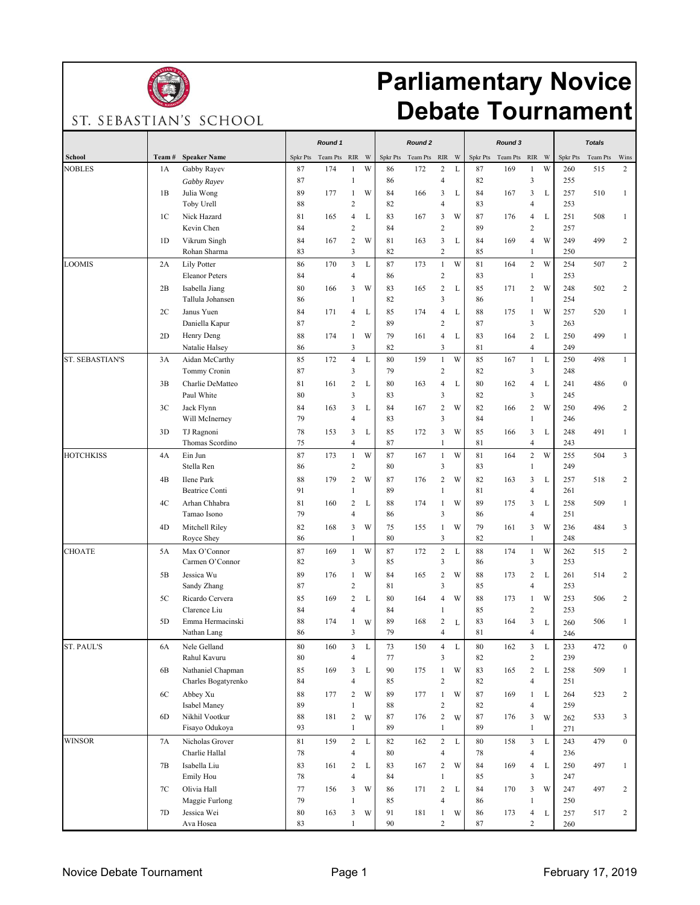ST. SEBASTIAN'S SCHOOL

# Parliamentary Novice Debate Tournament

| | | | Round 1 | | | | Round 2 | | | | Round 3 | | | | Totals | | |
|---|---|---|---|---|---|---|---|---|---|---|---|---|---|---|---|---|---|
| School | Team # | Speaker Name | Spkr Pts | Team Pts | RIR | W | Spkr Pts | Team Pts | RIR | W | Spkr Pts | Team Pts | RIR | W | Spkr Pts | Team Pts | Wins |
| NOBLES | 1A | Gabby Rayev | 87 | 174 | 1 | W | 86 | 172 | 2 | L | 87 | 169 | 1 | W | 260 | 515 | 2 |
| | | *Gabby Rayev* | 87 | | 1 | | 86 | | 4 | | 82 | | 3 | | 255 | | |
| | 1B | Julia Wong | 89 | 177 | 1 | W | 84 | 166 | 3 | L | 84 | 167 | 3 | L | 257 | 510 | 1 |
| | | Toby Urell | 88 | | 2 | | 82 | | 4 | | 83 | | 4 | | 253 | | |
| | 1C | Nick Hazard | 81 | 165 | 4 | L | 83 | 167 | 3 | W | 87 | 176 | 4 | L | 251 | 508 | 1 |
| | | Kevin Chen | 84 | | 2 | | 84 | | 2 | | 89 | | 2 | | 257 | | |
| | 1D | Vikrum Singh | 84 | 167 | 2 | W | 81 | 163 | 3 | L | 84 | 169 | 4 | W | 249 | 499 | 2 |
| | | Rohan Sharma | 83 | | 3 | | 82 | | 2 | | 85 | | 1 | | 250 | | |
| LOOMIS | 2A | Lily Potter | 86 | 170 | 3 | L | 87 | 173 | 1 | W | 81 | 164 | 2 | W | 254 | 507 | 2 |
| | | Eleanor Peters | 84 | | 4 | | 86 | | 2 | | 83 | | 1 | | 253 | | |
| | 2B | Isabella Jiang | 80 | 166 | 3 | W | 83 | 165 | 2 | L | 85 | 171 | 2 | W | 248 | 502 | 2 |
| | | Tallula Johansen | 86 | | 1 | | 82 | | 3 | | 86 | | 1 | | 254 | | |
| | 2C | Janus Yuen | 84 | 171 | 4 | L | 85 | 174 | 4 | L | 88 | 175 | 1 | W | 257 | 520 | 1 |
| | | Daniella Kapur | 87 | | 2 | | 89 | | 2 | | 87 | | 3 | | 263 | | |
| | 2D | Henry Deng | 88 | 174 | 1 | W | 79 | 161 | 4 | L | 83 | 164 | 2 | L | 250 | 499 | 1 |
| | | Natalie Halsey | 86 | | 3 | | 82 | | 3 | | 81 | | 4 | | 249 | | |
| ST. SEBASTIAN'S | 3A | Aidan McCarthy | 85 | 172 | 4 | L | 80 | 159 | 1 | W | 85 | 167 | 1 | L | 250 | 498 | 1 |
| | | Tommy Cronin | 87 | | 3 | | 79 | | 2 | | 82 | | 3 | | 248 | | |
| | 3B | Charlie DeMatteo | 81 | 161 | 2 | L | 80 | 163 | 4 | L | 80 | 162 | 4 | L | 241 | 486 | 0 |
| | | Paul White | 80 | | 3 | | 83 | | 3 | | 82 | | 3 | | 245 | | |
| | 3C | Jack Flynn | 84 | 163 | 3 | L | 84 | 167 | 2 | W | 82 | 166 | 2 | W | 250 | 496 | 2 |
| | | Will McInerney | 79 | | 4 | | 83 | | 3 | | 84 | | 1 | | 246 | | |
| | 3D | TJ Ragnoni | 78 | 153 | 3 | L | 85 | 172 | 3 | W | 85 | 166 | 3 | L | 248 | 491 | 1 |
| | | Thomas Scordino | 75 | | 4 | | 87 | | 1 | | 81 | | 4 | | 243 | | |
| HOTCHKISS | 4A | Ein Jun | 87 | 173 | 1 | W | 87 | 167 | 1 | W | 81 | 164 | 2 | W | 255 | 504 | 3 |
| | | Stella Ren | 86 | | 2 | | 80 | | 3 | | 83 | | 1 | | 249 | | |
| | 4B | Ilene Park | 88 | 179 | 2 | W | 87 | 176 | 2 | W | 82 | 163 | 3 | L | 257 | 518 | 2 |
| | | Beatrice Conti | 91 | | 1 | | 89 | | 1 | | 81 | | 4 | | 261 | | |
| | 4C | Arhan Chhabra | 81 | 160 | 2 | L | 88 | 174 | 1 | W | 89 | 175 | 3 | L | 258 | 509 | 1 |
| | | Tamao Isono | 79 | | 4 | | 86 | | 3 | | 86 | | 4 | | 251 | | |
| | 4D | Mitchell Riley | 82 | 168 | 3 | W | 75 | 155 | 1 | W | 79 | 161 | 3 | W | 236 | 484 | 3 |
| | | Royce Shey | 86 | | 1 | | 80 | | 3 | | 82 | | 1 | | 248 | | |
| CHOATE | 5A | Max O'Connor | 87 | 169 | 1 | W | 87 | 172 | 2 | L | 88 | 174 | 1 | W | 262 | 515 | 2 |
| | | Carmen O'Connor | 82 | | 3 | | 85 | | 3 | | 86 | | 3 | | 253 | | |
| | 5B | Jessica Wu | 89 | 176 | 1 | W | 84 | 165 | 2 | W | 88 | 173 | 2 | L | 261 | 514 | 2 |
| | | Sandy Zhang | 87 | | 2 | | 81 | | 3 | | 85 | | 4 | | 253 | | |
| | 5C | Ricardo Cervera | 85 | 169 | 2 | L | 80 | 164 | 4 | W | 88 | 173 | 1 | W | 253 | 506 | 2 |
| | | Clarence Liu | 84 | | 4 | | 84 | | 1 | | 85 | | 2 | | 253 | | |
| | 5D | Emma Hermacinski | 88 | 174 | 1 | W | 89 | 168 | 2 | L | 83 | 164 | 3 | L | 260 | 506 | 1 |
| | | Nathan Lang | 86 | | 3 | | 79 | | 4 | | 81 | | 4 | | 246 | | |
| ST. PAUL'S | 6A | Nele Gelland | 80 | 160 | 3 | L | 73 | 150 | 4 | L | 80 | 162 | 3 | L | 233 | 472 | 0 |
| | | Rahul Kavuru | 80 | | 4 | | 77 | | 3 | | 82 | | 2 | | 239 | | |
| | 6B | Nathaniel Chapman | 85 | 169 | 3 | L | 90 | 175 | 1 | W | 83 | 165 | 2 | L | 258 | 509 | 1 |
| | | Charles Bogatyrenko | 84 | | 4 | | 85 | | 2 | | 82 | | 4 | | 251 | | |
| | 6C | Abbey Xu | 88 | 177 | 2 | W | 89 | 177 | 1 | W | 87 | 169 | 1 | L | 264 | 523 | 2 |
| | | Isabel Maney | 89 | | 1 | | 88 | | 2 | | 82 | | 4 | | 259 | | |
| | 6D | Nikhil Vootkur | 88 | 181 | 2 | W | 87 | 176 | 2 | W | 87 | 176 | 3 | W | 262 | 533 | 3 |
| | | Fisayo Odukoya | 93 | | 1 | | 89 | | 1 | | 89 | | 1 | | 271 | | |
| WINSOR | 7A | Nicholas Grover | 81 | 159 | 2 | L | 82 | 162 | 2 | L | 80 | 158 | 3 | L | 243 | 479 | 0 |
| | | Charlie Hallal | 78 | | 4 | | 80 | | 4 | | 78 | | 4 | | 236 | | |
| | 7B | Isabella Liu | 83 | 161 | 2 | L | 83 | 167 | 2 | W | 84 | 169 | 4 | L | 250 | 497 | 1 |
| | | Emily Hou | 78 | | 4 | | 84 | | 1 | | 85 | | 3 | | 247 | | |
| | 7C | Olivia Hall | 77 | 156 | 3 | W | 86 | 171 | 2 | L | 84 | 170 | 3 | W | 247 | 497 | 2 |
| | | Maggie Furlong | 79 | | 1 | | 85 | | 4 | | 86 | | 1 | | 250 | | |
| | 7D | Jessica Wei | 80 | 163 | 3 | W | 91 | 181 | 1 | W | 86 | 173 | 4 | L | 257 | 517 | 2 |
| | | Ava Hosea | 83 | | 1 | | 90 | | 2 | | 87 | | 2 | | 260 | | |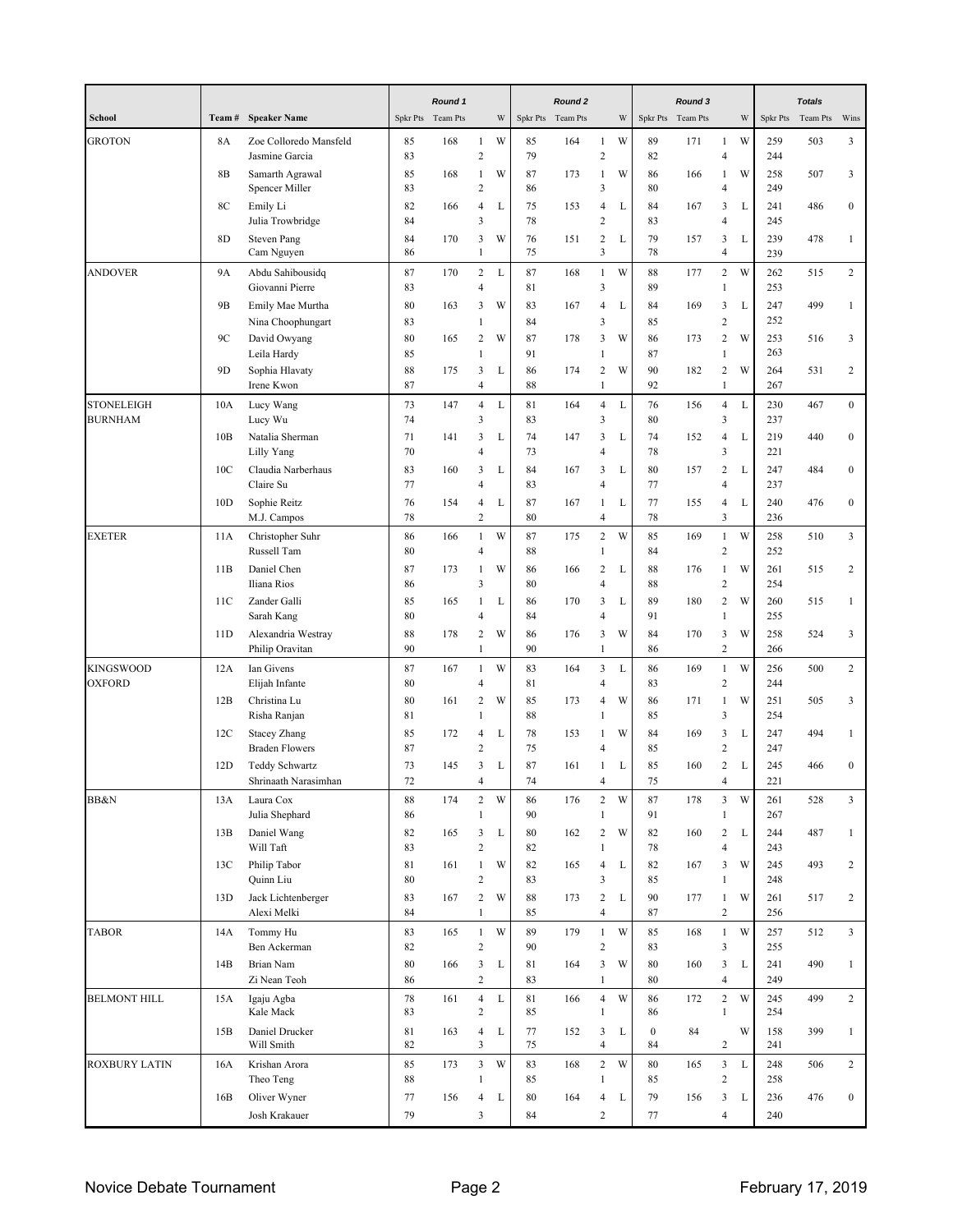| School | Team # | Speaker Name | Round 1 | | | | Round 2 | | | | Round 3 | | | | Totals | | |
|---|---|---|---|---|---|---|---|---|---|---|---|---|---|---|---|---|---|
| | | | Spkr Pts | Team Pts | | W | Spkr Pts | Team Pts | | W | Spkr Pts | Team Pts | | W | Spkr Pts | Team Pts | Wins |
| GROTON | 8A | Zoe Colloredo Mansfeld | 85 | 168 | 1 | W | 85 | 164 | 1 | W | 89 | 171 | 1 | W | 259 | 503 | 3 |
| | | Jasmine Garcia | 83 | | 2 | | 79 | | 2 | | 82 | | 4 | | 244 | | |
| | 8B | Samarth Agrawal | 85 | 168 | 1 | W | 87 | 173 | 1 | W | 86 | 166 | 1 | W | 258 | 507 | 3 |
| | | Spencer Miller | 83 | | 2 | | 86 | | 3 | | 80 | | 4 | | 249 | | |
| | 8C | Emily Li | 82 | 166 | 4 | L | 75 | 153 | 4 | L | 84 | 167 | 3 | L | 241 | 486 | 0 |
| | | Julia Trowbridge | 84 | | 3 | | 78 | | 2 | | 83 | | 4 | | 245 | | |
| | 8D | Steven Pang | 84 | 170 | 3 | W | 76 | 151 | 2 | L | 79 | 157 | 3 | L | 239 | 478 | 1 |
| | | Cam Nguyen | 86 | | 1 | | 75 | | 3 | | 78 | | 4 | | 239 | | |
| ANDOVER | 9A | Abdu Sahibousidq | 87 | 170 | 2 | L | 87 | 168 | 1 | W | 88 | 177 | 2 | W | 262 | 515 | 2 |
| | | Giovanni Pierre | 83 | | 4 | | 81 | | 3 | | 89 | | 1 | | 253 | | |
| | 9B | Emily Mae Murtha | 80 | 163 | 3 | W | 83 | 167 | 4 | L | 84 | 169 | 3 | L | 247 | 499 | 1 |
| | | Nina Choophungart | 83 | | 1 | | 84 | | 3 | | 85 | | 2 | | 252 | | |
| | 9C | David Owyang | 80 | 165 | 2 | W | 87 | 178 | 3 | W | 86 | 173 | 2 | W | 253 | 516 | 3 |
| | | Leila Hardy | 85 | | 1 | | 91 | | 1 | | 87 | | 1 | | 263 | | |
| | 9D | Sophia Hlavaty | 88 | 175 | 3 | L | 86 | 174 | 2 | W | 90 | 182 | 2 | W | 264 | 531 | 2 |
| | | Irene Kwon | 87 | | 4 | | 88 | | 1 | | 92 | | 1 | | 267 | | |
| STONELEIGH BURNHAM | 10A | Lucy Wang | 73 | 147 | 4 | L | 81 | 164 | 4 | L | 76 | 156 | 4 | L | 230 | 467 | 0 |
| | | Lucy Wu | 74 | | 3 | | 83 | | 3 | | 80 | | 3 | | 237 | | |
| | 10B | Natalia Sherman | 71 | 141 | 3 | L | 74 | 147 | 3 | L | 74 | 152 | 4 | L | 219 | 440 | 0 |
| | | Lilly Yang | 70 | | 4 | | 73 | | 4 | | 78 | | 3 | | 221 | | |
| | 10C | Claudia Narberhaus | 83 | 160 | 3 | L | 84 | 167 | 3 | L | 80 | 157 | 2 | L | 247 | 484 | 0 |
| | | Claire Su | 77 | | 4 | | 83 | | 4 | | 77 | | 4 | | 237 | | |
| | 10D | Sophie Reitz | 76 | 154 | 4 | L | 87 | 167 | 1 | L | 77 | 155 | 4 | L | 240 | 476 | 0 |
| | | M.J. Campos | 78 | | 2 | | 80 | | 4 | | 78 | | 3 | | 236 | | |
| EXETER | 11A | Christopher Suhr | 86 | 166 | 1 | W | 87 | 175 | 2 | W | 85 | 169 | 1 | W | 258 | 510 | 3 |
| | | Russell Tam | 80 | | 4 | | 88 | | 1 | | 84 | | 2 | | 252 | | |
| | 11B | Daniel Chen | 87 | 173 | 1 | W | 86 | 166 | 2 | L | 88 | 176 | 1 | W | 261 | 515 | 2 |
| | | Iliana Rios | 86 | | 3 | | 80 | | 4 | | 88 | | 2 | | 254 | | |
| | 11C | Zander Galli | 85 | 165 | 1 | L | 86 | 170 | 3 | L | 89 | 180 | 2 | W | 260 | 515 | 1 |
| | | Sarah Kang | 80 | | 4 | | 84 | | 4 | | 91 | | 1 | | 255 | | |
| | 11D | Alexandria Westray | 88 | 178 | 2 | W | 86 | 176 | 3 | W | 84 | 170 | 3 | W | 258 | 524 | 3 |
| | | Philip Oravitan | 90 | | 1 | | 90 | | 1 | | 86 | | 2 | | 266 | | |
| KINGSWOOD OXFORD | 12A | Ian Givens | 87 | 167 | 1 | W | 83 | 164 | 3 | L | 86 | 169 | 1 | W | 256 | 500 | 2 |
| | | Elijah Infante | 80 | | 4 | | 81 | | 4 | | 83 | | 2 | | 244 | | |
| | 12B | Christina Lu | 80 | 161 | 2 | W | 85 | 173 | 4 | W | 86 | 171 | 1 | W | 251 | 505 | 3 |
| | | Risha Ranjan | 81 | | 1 | | 88 | | 1 | | 85 | | 3 | | 254 | | |
| | 12C | Stacey Zhang | 85 | 172 | 4 | L | 78 | 153 | 1 | W | 84 | 169 | 3 | L | 247 | 494 | 1 |
| | | Braden Flowers | 87 | | 2 | | 75 | | 4 | | 85 | | 2 | | 247 | | |
| | 12D | Teddy Schwartz | 73 | 145 | 3 | L | 87 | 161 | 1 | L | 85 | 160 | 2 | L | 245 | 466 | 0 |
| | | Shrinaath Narasimhan | 72 | | 4 | | 74 | | 4 | | 75 | | 4 | | 221 | | |
| BB&N | 13A | Laura Cox | 88 | 174 | 2 | W | 86 | 176 | 2 | W | 87 | 178 | 3 | W | 261 | 528 | 3 |
| | | Julia Shephard | 86 | | 1 | | 90 | | 1 | | 91 | | 1 | | 267 | | |
| | 13B | Daniel Wang | 82 | 165 | 3 | L | 80 | 162 | 2 | W | 82 | 160 | 2 | L | 244 | 487 | 1 |
| | | Will Taft | 83 | | 2 | | 82 | | 1 | | 78 | | 4 | | 243 | | |
| | 13C | Philip Tabor | 81 | 161 | 1 | W | 82 | 165 | 4 | L | 82 | 167 | 3 | W | 245 | 493 | 2 |
| | | Quinn Liu | 80 | | 2 | | 83 | | 3 | | 85 | | 1 | | 248 | | |
| | 13D | Jack Lichtenberger | 83 | 167 | 2 | W | 88 | 173 | 2 | L | 90 | 177 | 1 | W | 261 | 517 | 2 |
| | | Alexi Melki | 84 | | 1 | | 85 | | 4 | | 87 | | 2 | | 256 | | |
| TABOR | 14A | Tommy Hu | 83 | 165 | 1 | W | 89 | 179 | 1 | W | 85 | 168 | 1 | W | 257 | 512 | 3 |
| | | Ben Ackerman | 82 | | 2 | | 90 | | 2 | | 83 | | 3 | | 255 | | |
| | 14B | Brian Nam | 80 | 166 | 3 | L | 81 | 164 | 3 | W | 80 | 160 | 3 | L | 241 | 490 | 1 |
| | | Zi Nean Teoh | 86 | | 2 | | 83 | | 1 | | 80 | | 4 | | 249 | | |
| BELMONT HILL | 15A | Igaju Agba | 78 | 161 | 4 | L | 81 | 166 | 4 | W | 86 | 172 | 2 | W | 245 | 499 | 2 |
| | | Kale Mack | 83 | | 2 | | 85 | | 1 | | 86 | | 1 | | 254 | | |
| | 15B | Daniel Drucker | 81 | 163 | 4 | L | 77 | 152 | 3 | L | 0 | 84 | | W | 158 | 399 | 1 |
| | | Will Smith | 82 | | 3 | | 75 | | 4 | | 84 | | 2 | | 241 | | |
| ROXBURY LATIN | 16A | Krishan Arora | 85 | 173 | 3 | W | 83 | 168 | 2 | W | 80 | 165 | 3 | L | 248 | 506 | 2 |
| | | Theo Teng | 88 | | 1 | | 85 | | 1 | | 85 | | 2 | | 258 | | |
| | 16B | Oliver Wyner | 77 | 156 | 4 | L | 80 | 164 | 4 | L | 79 | 156 | 3 | L | 236 | 476 | 0 |
| | | Josh Krakauer | 79 | | 3 | | 84 | | 2 | | 77 | | 4 | | 240 | | |

Novice Debate Tournament — February 17, 2019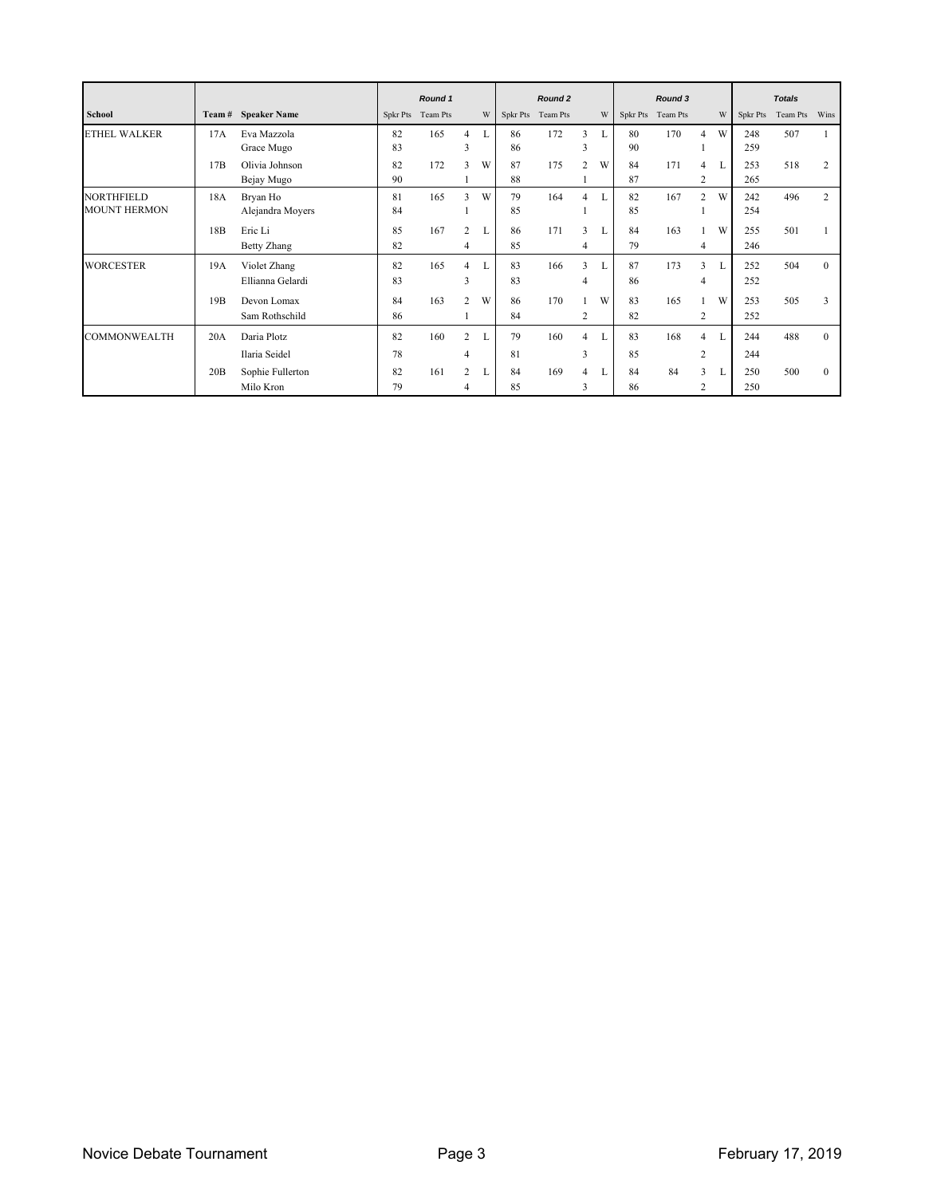| | | | Round 1 | | | | Round 2 | | | | Round 3 | | | | Totals | | |
|---|---|---|---|---|---|---|---|---|---|---|---|---|---|---|---|---|---|
| School | Team # | Speaker Name | Spkr Pts | Team Pts | | W | Spkr Pts | Team Pts | | W | Spkr Pts | Team Pts | | W | Spkr Pts | Team Pts | Wins |
| ETHEL WALKER | 17A | Eva Mazzola | 82 | 165 | 4 | L | 86 | 172 | 3 | L | 80 | 170 | 4 | W | 248 | 507 | 1 |
| | | Grace Mugo | 83 | | 3 | | 86 | | 3 | | 90 | | 1 | | 259 | | |
| | 17B | Olivia Johnson | 82 | 172 | 3 | W | 87 | 175 | 2 | W | 84 | 171 | 4 | L | 253 | 518 | 2 |
| | | Bejay Mugo | 90 | | 1 | | 88 | | 1 | | 87 | | 2 | | 265 | | |
| NORTHFIELD MOUNT HERMON | 18A | Bryan Ho | 81 | 165 | 3 | W | 79 | 164 | 4 | L | 82 | 167 | 2 | W | 242 | 496 | 2 |
| | | Alejandra Moyers | 84 | | 1 | | 85 | | 1 | | 85 | | 1 | | 254 | | |
| | 18B | Eric Li | 85 | 167 | 2 | L | 86 | 171 | 3 | L | 84 | 163 | 1 | W | 255 | 501 | 1 |
| | | Betty Zhang | 82 | | 4 | | 85 | | 4 | | 79 | | 4 | | 246 | | |
| WORCESTER | 19A | Violet Zhang | 82 | 165 | 4 | L | 83 | 166 | 3 | L | 87 | 173 | 3 | L | 252 | 504 | 0 |
| | | Ellianna Gelardi | 83 | | 3 | | 83 | | 4 | | 86 | | 4 | | 252 | | |
| | 19B | Devon Lomax | 84 | 163 | 2 | W | 86 | 170 | 1 | W | 83 | 165 | 1 | W | 253 | 505 | 3 |
| | | Sam Rothschild | 86 | | 1 | | 84 | | 2 | | 82 | | 2 | | 252 | | |
| COMMONWEALTH | 20A | Daria Plotz | 82 | 160 | 2 | L | 79 | 160 | 4 | L | 83 | 168 | 4 | L | 244 | 488 | 0 |
| | | Ilaria Seidel | 78 | | 4 | | 81 | | 3 | | 85 | | 2 | | 244 | | |
| | 20B | Sophie Fullerton | 82 | 161 | 2 | L | 84 | 169 | 4 | L | 84 | 84 | 3 | L | 250 | 500 | 0 |
| | | Milo Kron | 79 | | 4 | | 85 | | 3 | | 86 | | 2 | | 250 | | |